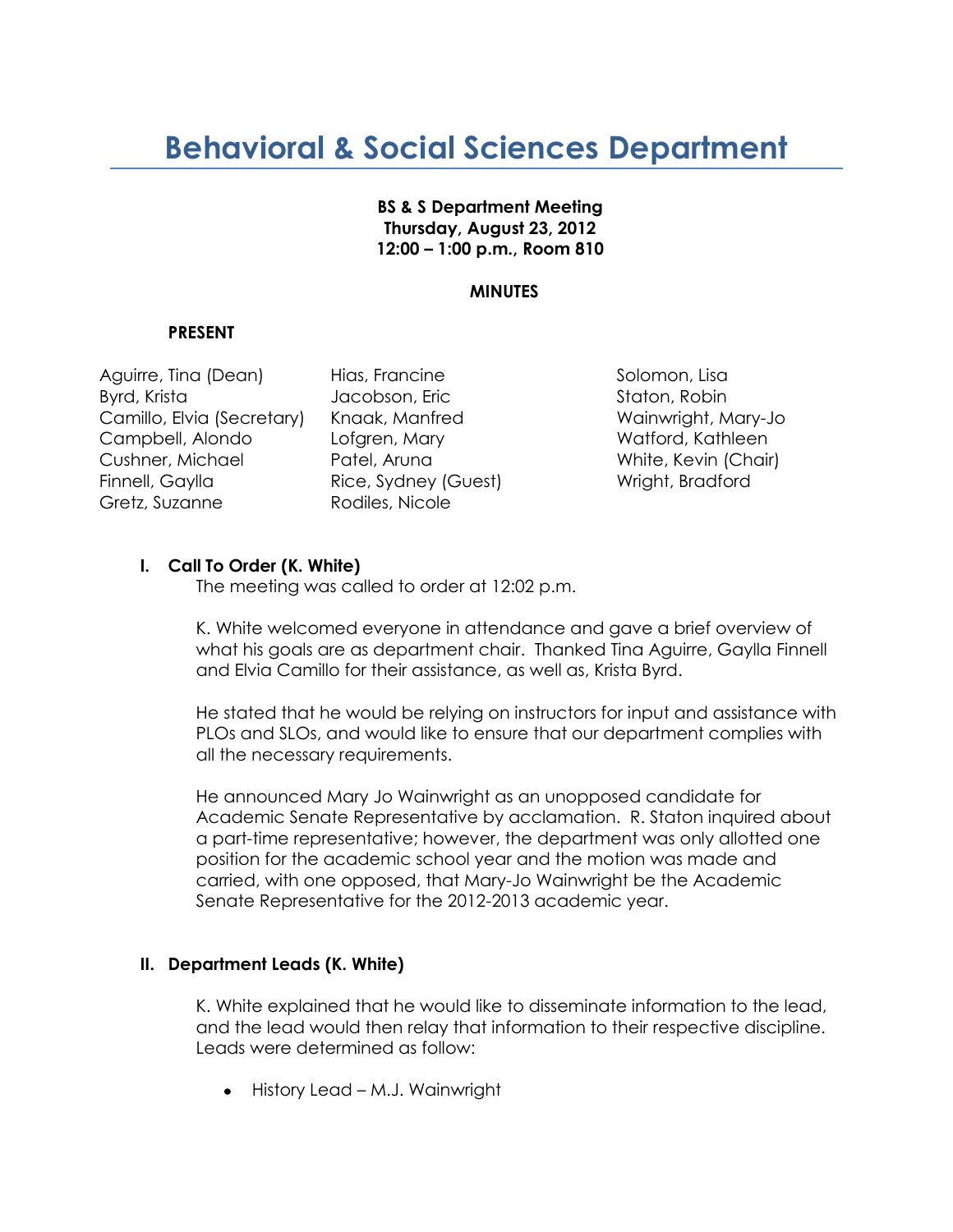# Behavioral & Social Sciences Department

**BS & S Department Meeting**
**Thursday, August 23, 2012**
**12:00 – 1:00 p.m., Room 810**

**MINUTES**

**PRESENT**

| | | |
|---|---|---|
| Aguirre, Tina (Dean) | Hias, Francine | Solomon, Lisa |
| Byrd, Krista | Jacobson, Eric | Staton, Robin |
| Camillo, Elvia (Secretary) | Knaak, Manfred | Wainwright, Mary-Jo |
| Campbell, Alondo | Lofgren, Mary | Watford, Kathleen |
| Cushner, Michael | Patel, Aruna | White, Kevin (Chair) |
| Finnell, Gaylla | Rice, Sydney (Guest) | Wright, Bradford |
| Gretz, Suzanne | Rodiles, Nicole | |

## I. Call To Order (K. White)

The meeting was called to order at 12:02 p.m.

K. White welcomed everyone in attendance and gave a brief overview of what his goals are as department chair. Thanked Tina Aguirre, Gaylla Finnell and Elvia Camillo for their assistance, as well as, Krista Byrd.

He stated that he would be relying on instructors for input and assistance with PLOs and SLOs, and would like to ensure that our department complies with all the necessary requirements.

He announced Mary Jo Wainwright as an unopposed candidate for Academic Senate Representative by acclamation. R. Staton inquired about a part-time representative; however, the department was only allotted one position for the academic school year and the motion was made and carried, with one opposed, that Mary-Jo Wainwright be the Academic Senate Representative for the 2012-2013 academic year.

## II. Department Leads (K. White)

K. White explained that he would like to disseminate information to the lead, and the lead would then relay that information to their respective discipline. Leads were determined as follow:

- History Lead – M.J. Wainwright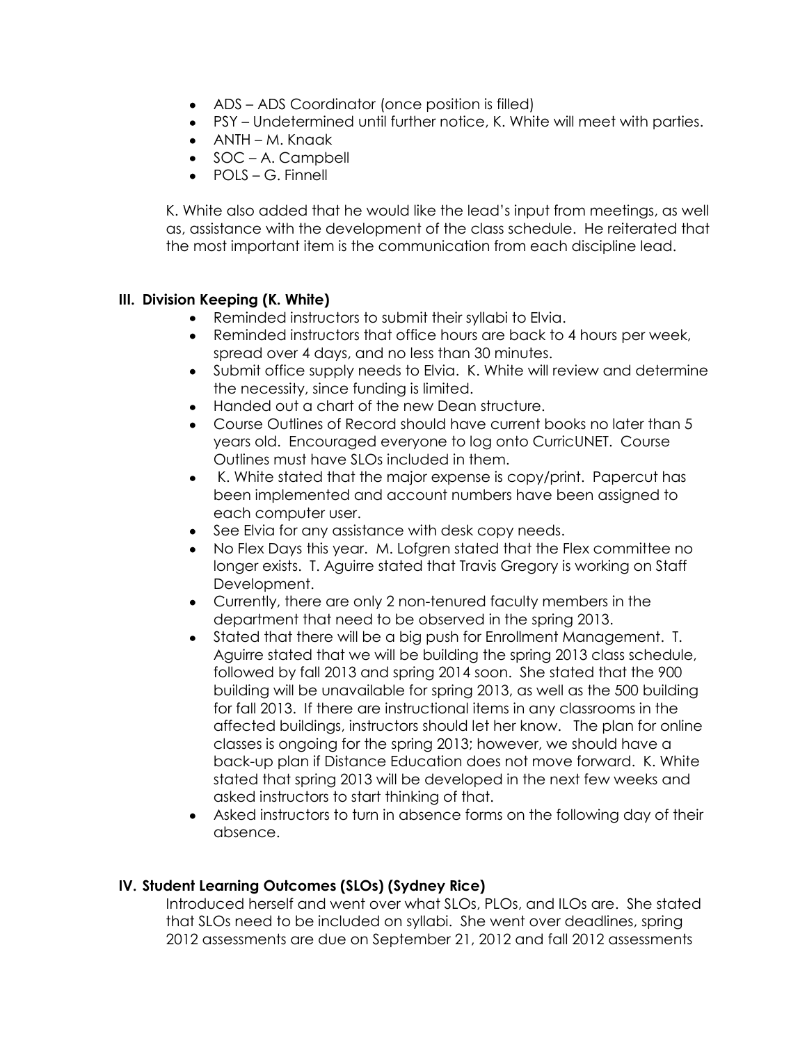- ADS – ADS Coordinator (once position is filled)
- PSY – Undetermined until further notice, K. White will meet with parties.
- ANTH – M. Knaak
- SOC – A. Campbell
- POLS – G. Finnell

K. White also added that he would like the lead's input from meetings, as well as, assistance with the development of the class schedule. He reiterated that the most important item is the communication from each discipline lead.

## III. Division Keeping (K. White)

- Reminded instructors to submit their syllabi to Elvia.
- Reminded instructors that office hours are back to 4 hours per week, spread over 4 days, and no less than 30 minutes.
- Submit office supply needs to Elvia. K. White will review and determine the necessity, since funding is limited.
- Handed out a chart of the new Dean structure.
- Course Outlines of Record should have current books no later than 5 years old. Encouraged everyone to log onto CurricUNET. Course Outlines must have SLOs included in them.
- K. White stated that the major expense is copy/print. Papercut has been implemented and account numbers have been assigned to each computer user.
- See Elvia for any assistance with desk copy needs.
- No Flex Days this year. M. Lofgren stated that the Flex committee no longer exists. T. Aguirre stated that Travis Gregory is working on Staff Development.
- Currently, there are only 2 non-tenured faculty members in the department that need to be observed in the spring 2013.
- Stated that there will be a big push for Enrollment Management. T. Aguirre stated that we will be building the spring 2013 class schedule, followed by fall 2013 and spring 2014 soon. She stated that the 900 building will be unavailable for spring 2013, as well as the 500 building for fall 2013. If there are instructional items in any classrooms in the affected buildings, instructors should let her know. The plan for online classes is ongoing for the spring 2013; however, we should have a back-up plan if Distance Education does not move forward. K. White stated that spring 2013 will be developed in the next few weeks and asked instructors to start thinking of that.
- Asked instructors to turn in absence forms on the following day of their absence.

## IV. Student Learning Outcomes (SLOs) (Sydney Rice)

Introduced herself and went over what SLOs, PLOs, and ILOs are. She stated that SLOs need to be included on syllabi. She went over deadlines, spring 2012 assessments are due on September 21, 2012 and fall 2012 assessments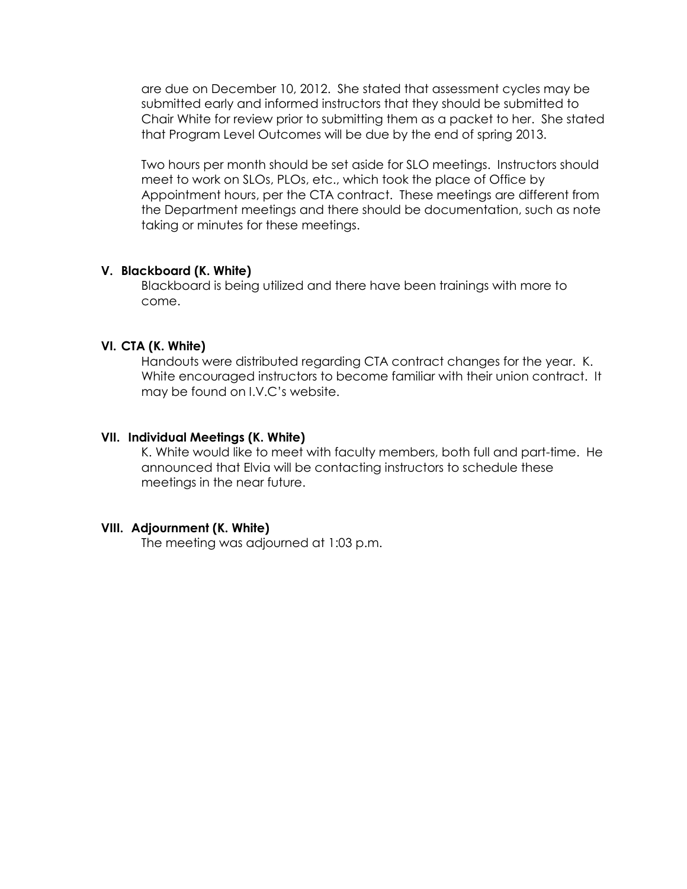are due on December 10, 2012. She stated that assessment cycles may be submitted early and informed instructors that they should be submitted to Chair White for review prior to submitting them as a packet to her. She stated that Program Level Outcomes will be due by the end of spring 2013.

Two hours per month should be set aside for SLO meetings. Instructors should meet to work on SLOs, PLOs, etc., which took the place of Office by Appointment hours, per the CTA contract. These meetings are different from the Department meetings and there should be documentation, such as note taking or minutes for these meetings.

### V. Blackboard (K. White)

Blackboard is being utilized and there have been trainings with more to come.

### VI. CTA (K. White)

Handouts were distributed regarding CTA contract changes for the year. K. White encouraged instructors to become familiar with their union contract. It may be found on I.V.C's website.

### VII. Individual Meetings (K. White)

K. White would like to meet with faculty members, both full and part-time. He announced that Elvia will be contacting instructors to schedule these meetings in the near future.

### VIII. Adjournment (K. White)

The meeting was adjourned at 1:03 p.m.